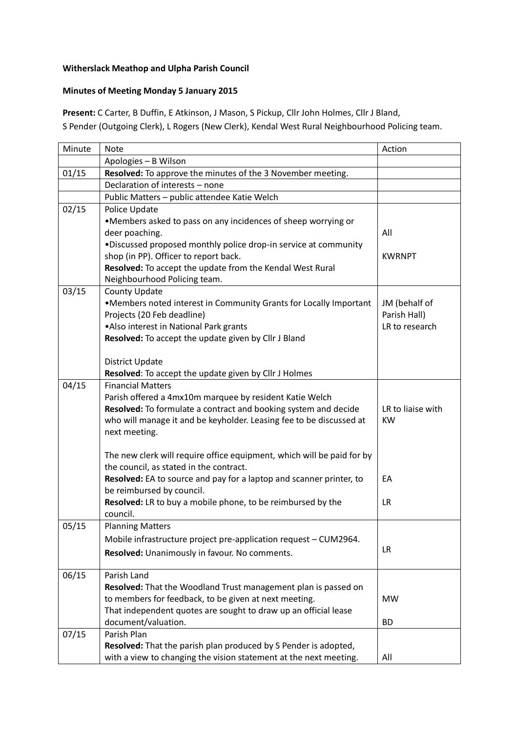**Witherslack Meathop and Ulpha Parish Council**

**Minutes of Meeting Monday 5 January 2015**

**Present:** C Carter, B Duffin, E Atkinson, J Mason, S Pickup, Cllr John Holmes, Cllr J Bland, S Pender (Outgoing Clerk), L Rogers (New Clerk), Kendal West Rural Neighbourhood Policing team.

| Minute | Note | Action |
|---|---|---|
| | Apologies – B Wilson | |
| 01/15 | **Resolved:** To approve the minutes of the 3 November meeting. | |
| | Declaration of interests – none | |
| | Public Matters – public attendee Katie Welch | |
| 02/15 | Police Update<br>•Members asked to pass on any incidences of sheep worrying or deer poaching.<br>•Discussed proposed monthly police drop-in service at community shop (in PP). Officer to report back.<br>**Resolved:** To accept the update from the Kendal West Rural Neighbourhood Policing team. | All<br><br>KWRNPT |
| 03/15 | County Update<br>•Members noted interest in Community Grants for Locally Important Projects (20 Feb deadline)<br>•Also interest in National Park grants<br>**Resolved:** To accept the update given by Cllr J Bland<br><br>District Update<br>**Resolved**: To accept the update given by Cllr J Holmes | JM (behalf of Parish Hall)<br>LR to research |
| 04/15 | Financial Matters<br>Parish offered a 4mx10m marquee by resident Katie Welch<br>**Resolved:** To formulate a contract and booking system and decide who will manage it and be keyholder. Leasing fee to be discussed at next meeting.<br><br>The new clerk will require office equipment, which will be paid for by the council, as stated in the contract.<br>**Resolved:** EA to source and pay for a laptop and scanner printer, to be reimbursed by council.<br>**Resolved:** LR to buy a mobile phone, to be reimbursed by the council. | LR to liaise with KW<br><br><br>EA<br><br>LR |
| 05/15 | Planning Matters<br>Mobile infrastructure project pre-application request – CUM2964.<br>**Resolved:** Unanimously in favour. No comments. | LR |
| 06/15 | Parish Land<br>**Resolved:** That the Woodland Trust management plan is passed on to members for feedback, to be given at next meeting.<br>That independent quotes are sought to draw up an official lease document/valuation. | MW<br><br>BD |
| 07/15 | Parish Plan<br>**Resolved:** That the parish plan produced by S Pender is adopted, with a view to changing the vision statement at the next meeting. | All |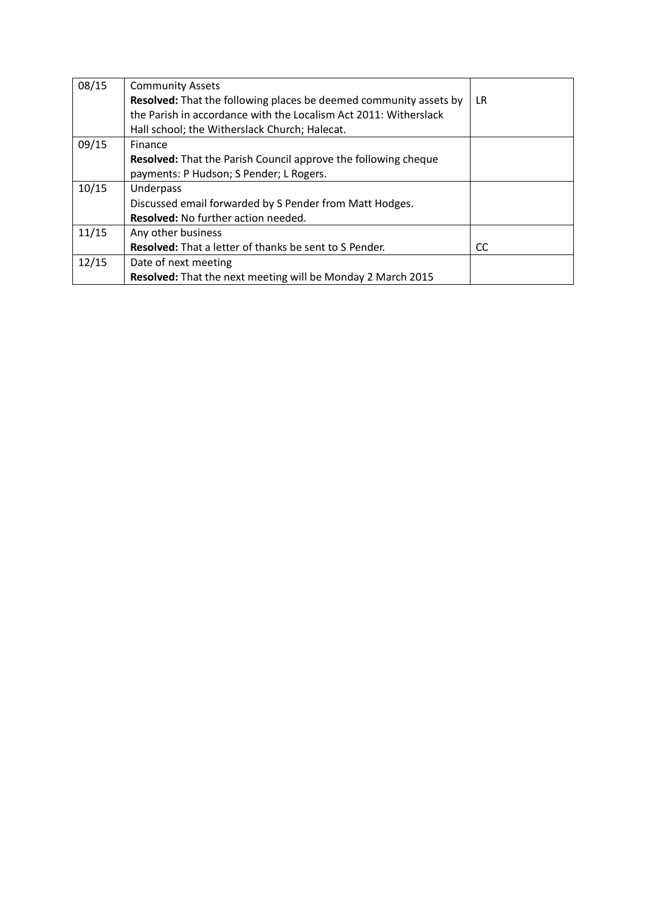| | | |
|---|---|---|
| 08/15 | Community Assets<br>**Resolved:** That the following places be deemed community assets by the Parish in accordance with the Localism Act 2011: Witherslack Hall school; the Witherslack Church; Halecat. | LR |
| 09/15 | Finance<br>**Resolved:** That the Parish Council approve the following cheque payments: P Hudson; S Pender; L Rogers. | |
| 10/15 | Underpass<br>Discussed email forwarded by S Pender from Matt Hodges.<br>**Resolved:** No further action needed. | |
| 11/15 | Any other business<br>**Resolved:** That a letter of thanks be sent to S Pender. | CC |
| 12/15 | Date of next meeting<br>**Resolved:** That the next meeting will be Monday 2 March 2015 | |